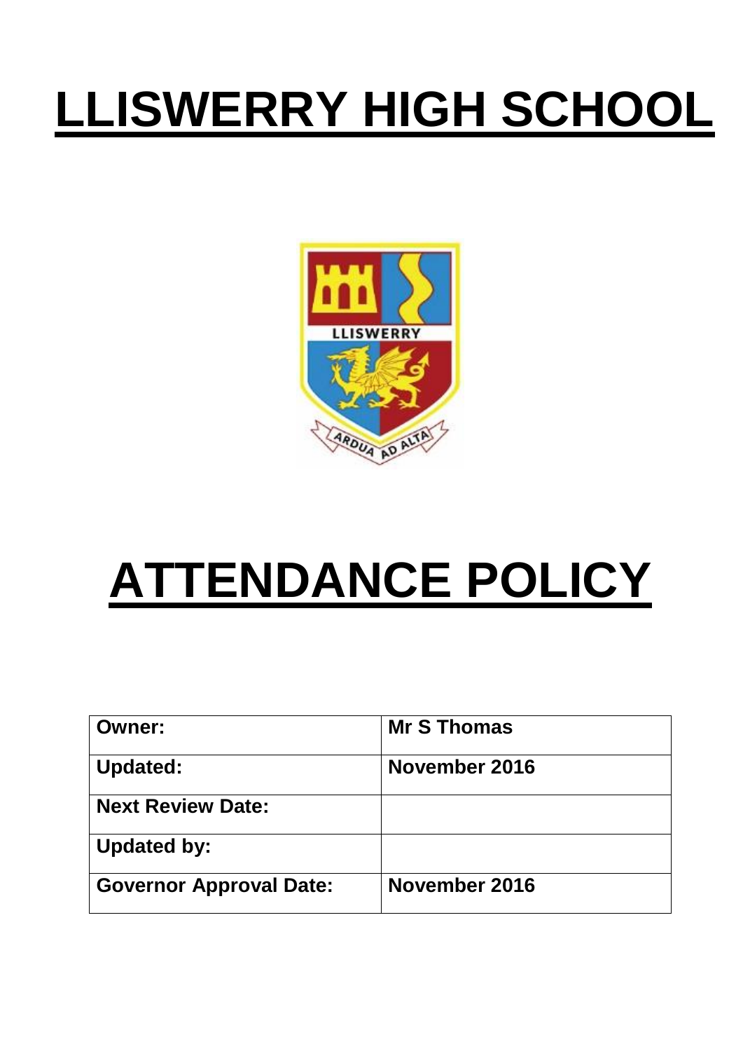# LLISWERRY HIGH SCHOOL

# ATTENDANCE POLICY

| **Owner:** | **Mr S Thomas** |
|---|---|
| **Updated:** | **November 2016** |
| **Next Review Date:** | |
| **Updated by:** | |
| **Governor Approval Date:** | **November 2016** |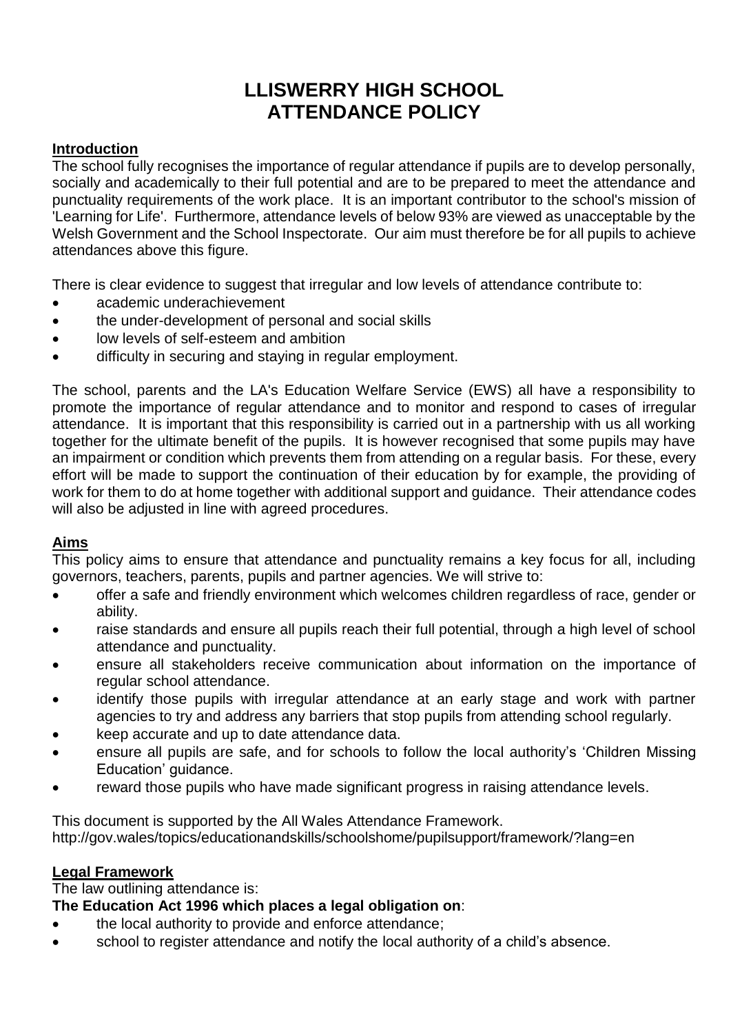# LLISWERRY HIGH SCHOOL
# ATTENDANCE POLICY

## Introduction

The school fully recognises the importance of regular attendance if pupils are to develop personally, socially and academically to their full potential and are to be prepared to meet the attendance and punctuality requirements of the work place. It is an important contributor to the school's mission of 'Learning for Life'. Furthermore, attendance levels of below 93% are viewed as unacceptable by the Welsh Government and the School Inspectorate. Our aim must therefore be for all pupils to achieve attendances above this figure.

There is clear evidence to suggest that irregular and low levels of attendance contribute to:

- academic underachievement
- the under-development of personal and social skills
- low levels of self-esteem and ambition
- difficulty in securing and staying in regular employment.

The school, parents and the LA's Education Welfare Service (EWS) all have a responsibility to promote the importance of regular attendance and to monitor and respond to cases of irregular attendance. It is important that this responsibility is carried out in a partnership with us all working together for the ultimate benefit of the pupils. It is however recognised that some pupils may have an impairment or condition which prevents them from attending on a regular basis. For these, every effort will be made to support the continuation of their education by for example, the providing of work for them to do at home together with additional support and guidance. Their attendance codes will also be adjusted in line with agreed procedures.

## Aims

This policy aims to ensure that attendance and punctuality remains a key focus for all, including governors, teachers, parents, pupils and partner agencies. We will strive to:

- offer a safe and friendly environment which welcomes children regardless of race, gender or ability.
- raise standards and ensure all pupils reach their full potential, through a high level of school attendance and punctuality.
- ensure all stakeholders receive communication about information on the importance of regular school attendance.
- identify those pupils with irregular attendance at an early stage and work with partner agencies to try and address any barriers that stop pupils from attending school regularly.
- keep accurate and up to date attendance data.
- ensure all pupils are safe, and for schools to follow the local authority's 'Children Missing Education' guidance.
- reward those pupils who have made significant progress in raising attendance levels.

This document is supported by the All Wales Attendance Framework.
http://gov.wales/topics/educationandskills/schoolshome/pupilsupport/framework/?lang=en

## Legal Framework

The law outlining attendance is:

**The Education Act 1996 which places a legal obligation on**:

- the local authority to provide and enforce attendance;
- school to register attendance and notify the local authority of a child's absence.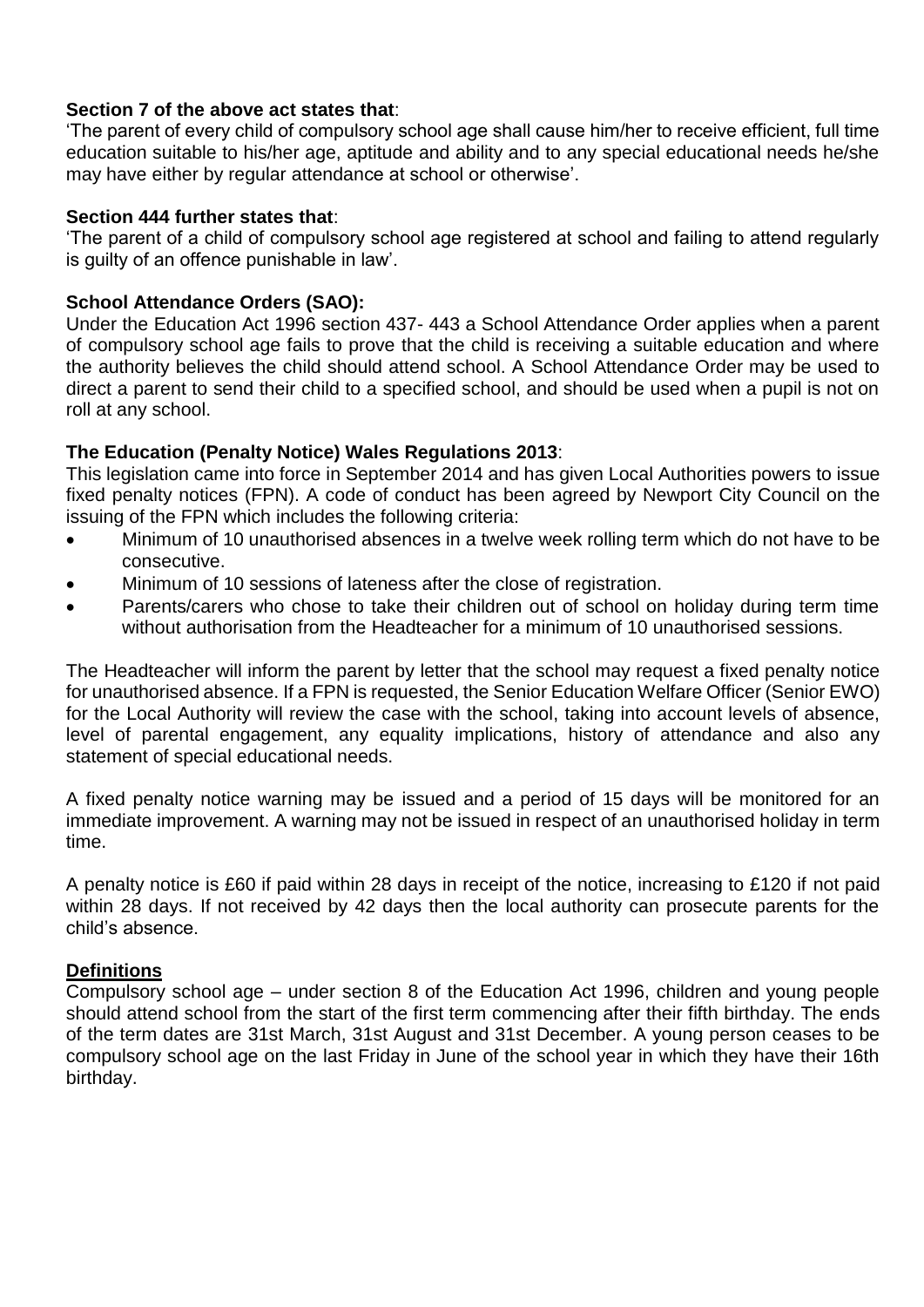**Section 7 of the above act states that**:

'The parent of every child of compulsory school age shall cause him/her to receive efficient, full time education suitable to his/her age, aptitude and ability and to any special educational needs he/she may have either by regular attendance at school or otherwise'.

**Section 444 further states that**:

'The parent of a child of compulsory school age registered at school and failing to attend regularly is guilty of an offence punishable in law'.

**School Attendance Orders (SAO):**

Under the Education Act 1996 section 437- 443 a School Attendance Order applies when a parent of compulsory school age fails to prove that the child is receiving a suitable education and where the authority believes the child should attend school. A School Attendance Order may be used to direct a parent to send their child to a specified school, and should be used when a pupil is not on roll at any school.

**The Education (Penalty Notice) Wales Regulations 2013**:

This legislation came into force in September 2014 and has given Local Authorities powers to issue fixed penalty notices (FPN). A code of conduct has been agreed by Newport City Council on the issuing of the FPN which includes the following criteria:

- Minimum of 10 unauthorised absences in a twelve week rolling term which do not have to be consecutive.
- Minimum of 10 sessions of lateness after the close of registration.
- Parents/carers who chose to take their children out of school on holiday during term time without authorisation from the Headteacher for a minimum of 10 unauthorised sessions.

The Headteacher will inform the parent by letter that the school may request a fixed penalty notice for unauthorised absence. If a FPN is requested, the Senior Education Welfare Officer (Senior EWO) for the Local Authority will review the case with the school, taking into account levels of absence, level of parental engagement, any equality implications, history of attendance and also any statement of special educational needs.

A fixed penalty notice warning may be issued and a period of 15 days will be monitored for an immediate improvement. A warning may not be issued in respect of an unauthorised holiday in term time.

A penalty notice is £60 if paid within 28 days in receipt of the notice, increasing to £120 if not paid within 28 days. If not received by 42 days then the local authority can prosecute parents for the child's absence.

**Definitions**

Compulsory school age – under section 8 of the Education Act 1996, children and young people should attend school from the start of the first term commencing after their fifth birthday. The ends of the term dates are 31st March, 31st August and 31st December. A young person ceases to be compulsory school age on the last Friday in June of the school year in which they have their 16th birthday.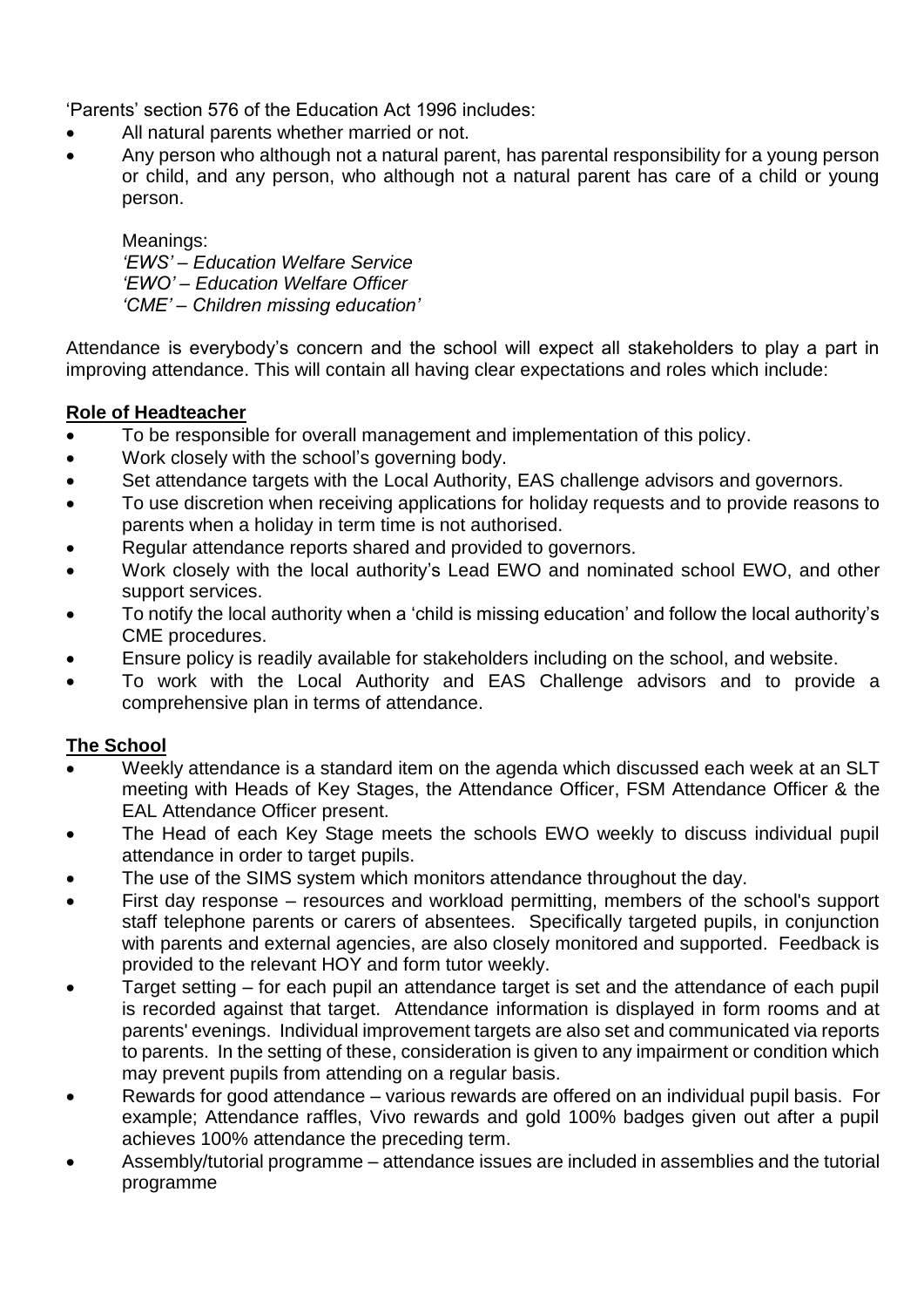'Parents' section 576 of the Education Act 1996 includes:

- All natural parents whether married or not.
- Any person who although not a natural parent, has parental responsibility for a young person or child, and any person, who although not a natural parent has care of a child or young person.

  Meanings:
  *'EWS' – Education Welfare Service*
  *'EWO' – Education Welfare Officer*
  *'CME' – Children missing education'*

Attendance is everybody's concern and the school will expect all stakeholders to play a part in improving attendance. This will contain all having clear expectations and roles which include:

**Role of Headteacher**

- To be responsible for overall management and implementation of this policy.
- Work closely with the school's governing body.
- Set attendance targets with the Local Authority, EAS challenge advisors and governors.
- To use discretion when receiving applications for holiday requests and to provide reasons to parents when a holiday in term time is not authorised.
- Regular attendance reports shared and provided to governors.
- Work closely with the local authority's Lead EWO and nominated school EWO, and other support services.
- To notify the local authority when a 'child is missing education' and follow the local authority's CME procedures.
- Ensure policy is readily available for stakeholders including on the school, and website.
- To work with the Local Authority and EAS Challenge advisors and to provide a comprehensive plan in terms of attendance.

**The School**

- Weekly attendance is a standard item on the agenda which discussed each week at an SLT meeting with Heads of Key Stages, the Attendance Officer, FSM Attendance Officer & the EAL Attendance Officer present.
- The Head of each Key Stage meets the schools EWO weekly to discuss individual pupil attendance in order to target pupils.
- The use of the SIMS system which monitors attendance throughout the day.
- First day response – resources and workload permitting, members of the school's support staff telephone parents or carers of absentees. Specifically targeted pupils, in conjunction with parents and external agencies, are also closely monitored and supported. Feedback is provided to the relevant HOY and form tutor weekly.
- Target setting – for each pupil an attendance target is set and the attendance of each pupil is recorded against that target. Attendance information is displayed in form rooms and at parents' evenings. Individual improvement targets are also set and communicated via reports to parents. In the setting of these, consideration is given to any impairment or condition which may prevent pupils from attending on a regular basis.
- Rewards for good attendance – various rewards are offered on an individual pupil basis. For example; Attendance raffles, Vivo rewards and gold 100% badges given out after a pupil achieves 100% attendance the preceding term.
- Assembly/tutorial programme – attendance issues are included in assemblies and the tutorial programme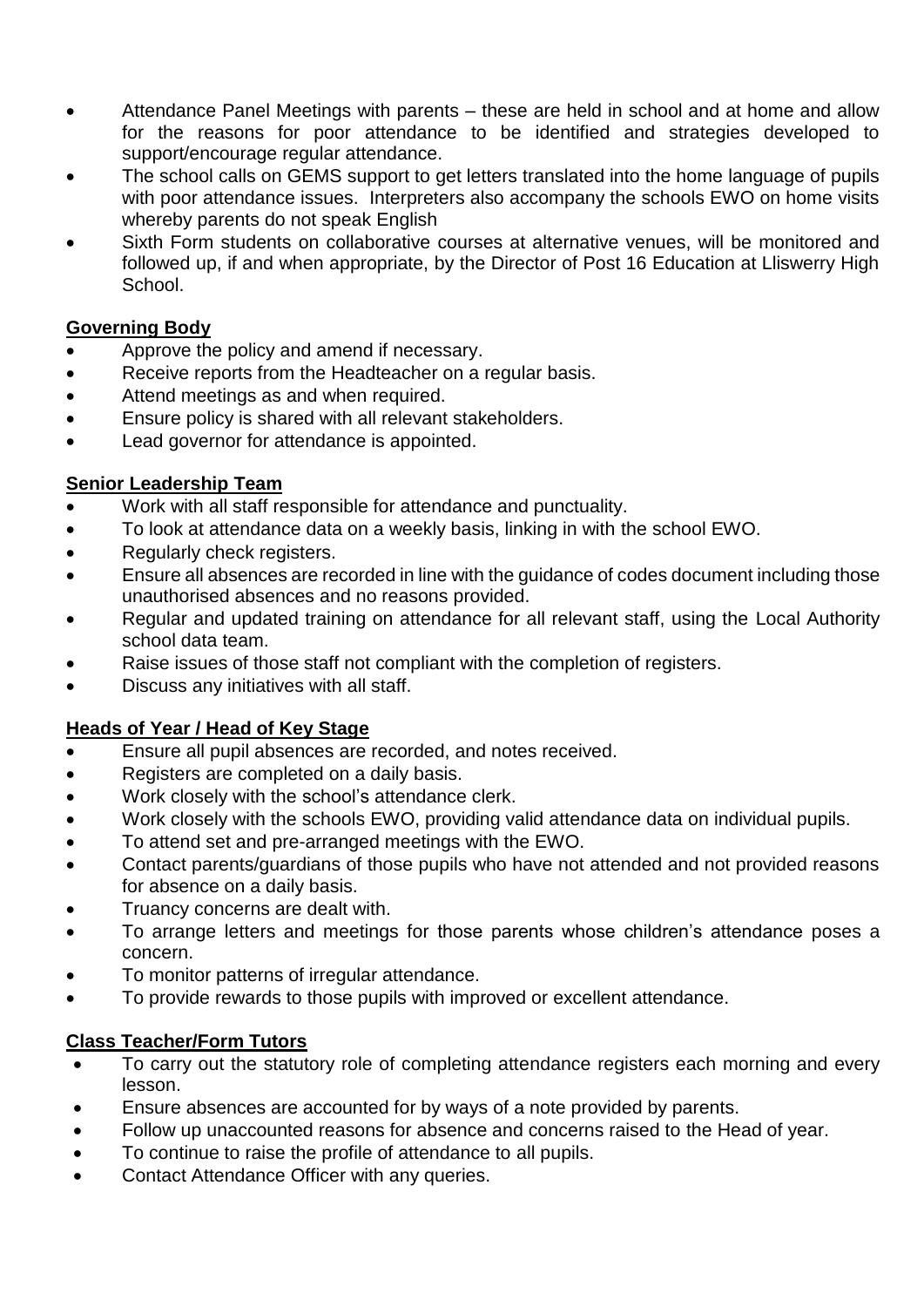- Attendance Panel Meetings with parents – these are held in school and at home and allow for the reasons for poor attendance to be identified and strategies developed to support/encourage regular attendance.
- The school calls on GEMS support to get letters translated into the home language of pupils with poor attendance issues. Interpreters also accompany the schools EWO on home visits whereby parents do not speak English
- Sixth Form students on collaborative courses at alternative venues, will be monitored and followed up, if and when appropriate, by the Director of Post 16 Education at Lliswerry High School.

**Governing Body**

- Approve the policy and amend if necessary.
- Receive reports from the Headteacher on a regular basis.
- Attend meetings as and when required.
- Ensure policy is shared with all relevant stakeholders.
- Lead governor for attendance is appointed.

**Senior Leadership Team**

- Work with all staff responsible for attendance and punctuality.
- To look at attendance data on a weekly basis, linking in with the school EWO.
- Regularly check registers.
- Ensure all absences are recorded in line with the guidance of codes document including those unauthorised absences and no reasons provided.
- Regular and updated training on attendance for all relevant staff, using the Local Authority school data team.
- Raise issues of those staff not compliant with the completion of registers.
- Discuss any initiatives with all staff.

**Heads of Year / Head of Key Stage**

- Ensure all pupil absences are recorded, and notes received.
- Registers are completed on a daily basis.
- Work closely with the school's attendance clerk.
- Work closely with the schools EWO, providing valid attendance data on individual pupils.
- To attend set and pre-arranged meetings with the EWO.
- Contact parents/guardians of those pupils who have not attended and not provided reasons for absence on a daily basis.
- Truancy concerns are dealt with.
- To arrange letters and meetings for those parents whose children's attendance poses a concern.
- To monitor patterns of irregular attendance.
- To provide rewards to those pupils with improved or excellent attendance.

**Class Teacher/Form Tutors**

- To carry out the statutory role of completing attendance registers each morning and every lesson.
- Ensure absences are accounted for by ways of a note provided by parents.
- Follow up unaccounted reasons for absence and concerns raised to the Head of year.
- To continue to raise the profile of attendance to all pupils.
- Contact Attendance Officer with any queries.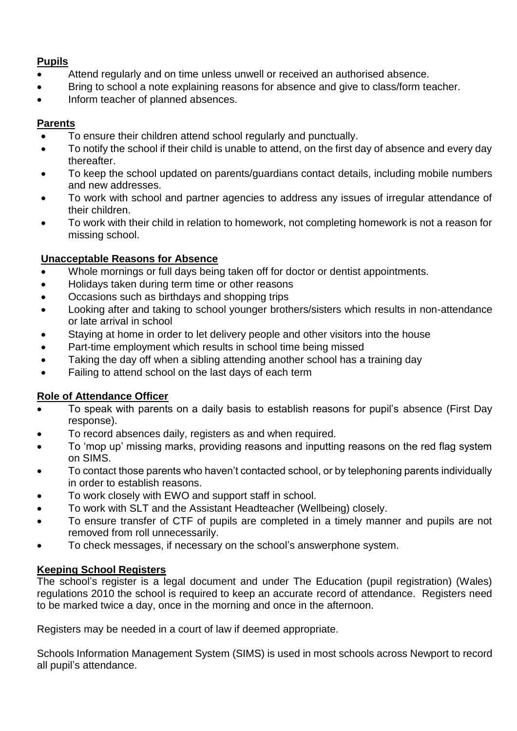**Pupils**

- Attend regularly and on time unless unwell or received an authorised absence.
- Bring to school a note explaining reasons for absence and give to class/form teacher.
- Inform teacher of planned absences.

**Parents**

- To ensure their children attend school regularly and punctually.
- To notify the school if their child is unable to attend, on the first day of absence and every day thereafter.
- To keep the school updated on parents/guardians contact details, including mobile numbers and new addresses.
- To work with school and partner agencies to address any issues of irregular attendance of their children.
- To work with their child in relation to homework, not completing homework is not a reason for missing school.

**Unacceptable Reasons for Absence**

- Whole mornings or full days being taken off for doctor or dentist appointments.
- Holidays taken during term time or other reasons
- Occasions such as birthdays and shopping trips
- Looking after and taking to school younger brothers/sisters which results in non-attendance or late arrival in school
- Staying at home in order to let delivery people and other visitors into the house
- Part-time employment which results in school time being missed
- Taking the day off when a sibling attending another school has a training day
- Failing to attend school on the last days of each term

**Role of Attendance Officer**

- To speak with parents on a daily basis to establish reasons for pupil's absence (First Day response).
- To record absences daily, registers as and when required.
- To 'mop up' missing marks, providing reasons and inputting reasons on the red flag system on SIMS.
- To contact those parents who haven't contacted school, or by telephoning parents individually in order to establish reasons.
- To work closely with EWO and support staff in school.
- To work with SLT and the Assistant Headteacher (Wellbeing) closely.
- To ensure transfer of CTF of pupils are completed in a timely manner and pupils are not removed from roll unnecessarily.
- To check messages, if necessary on the school's answerphone system.

**Keeping School Registers**

The school's register is a legal document and under The Education (pupil registration) (Wales) regulations 2010 the school is required to keep an accurate record of attendance. Registers need to be marked twice a day, once in the morning and once in the afternoon.

Registers may be needed in a court of law if deemed appropriate.

Schools Information Management System (SIMS) is used in most schools across Newport to record all pupil's attendance.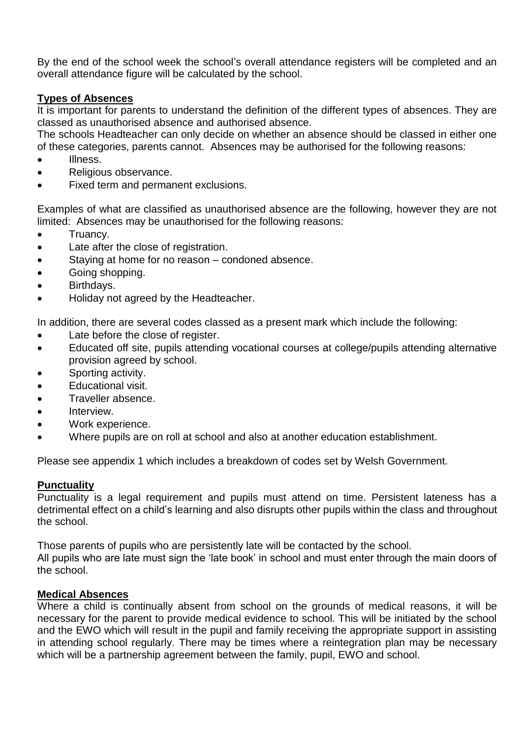By the end of the school week the school's overall attendance registers will be completed and an overall attendance figure will be calculated by the school.

**Types of Absences**

It is important for parents to understand the definition of the different types of absences. They are classed as unauthorised absence and authorised absence.

The schools Headteacher can only decide on whether an absence should be classed in either one of these categories, parents cannot. Absences may be authorised for the following reasons:

- Illness.
- Religious observance.
- Fixed term and permanent exclusions.

Examples of what are classified as unauthorised absence are the following, however they are not limited: Absences may be unauthorised for the following reasons:

- Truancy.
- Late after the close of registration.
- Staying at home for no reason – condoned absence.
- Going shopping.
- Birthdays.
- Holiday not agreed by the Headteacher.

In addition, there are several codes classed as a present mark which include the following:

- Late before the close of register.
- Educated off site, pupils attending vocational courses at college/pupils attending alternative provision agreed by school.
- Sporting activity.
- Educational visit.
- Traveller absence.
- Interview.
- Work experience.
- Where pupils are on roll at school and also at another education establishment.

Please see appendix 1 which includes a breakdown of codes set by Welsh Government.

**Punctuality**

Punctuality is a legal requirement and pupils must attend on time. Persistent lateness has a detrimental effect on a child's learning and also disrupts other pupils within the class and throughout the school.

Those parents of pupils who are persistently late will be contacted by the school.

All pupils who are late must sign the 'late book' in school and must enter through the main doors of the school.

**Medical Absences**

Where a child is continually absent from school on the grounds of medical reasons, it will be necessary for the parent to provide medical evidence to school. This will be initiated by the school and the EWO which will result in the pupil and family receiving the appropriate support in assisting in attending school regularly. There may be times where a reintegration plan may be necessary which will be a partnership agreement between the family, pupil, EWO and school.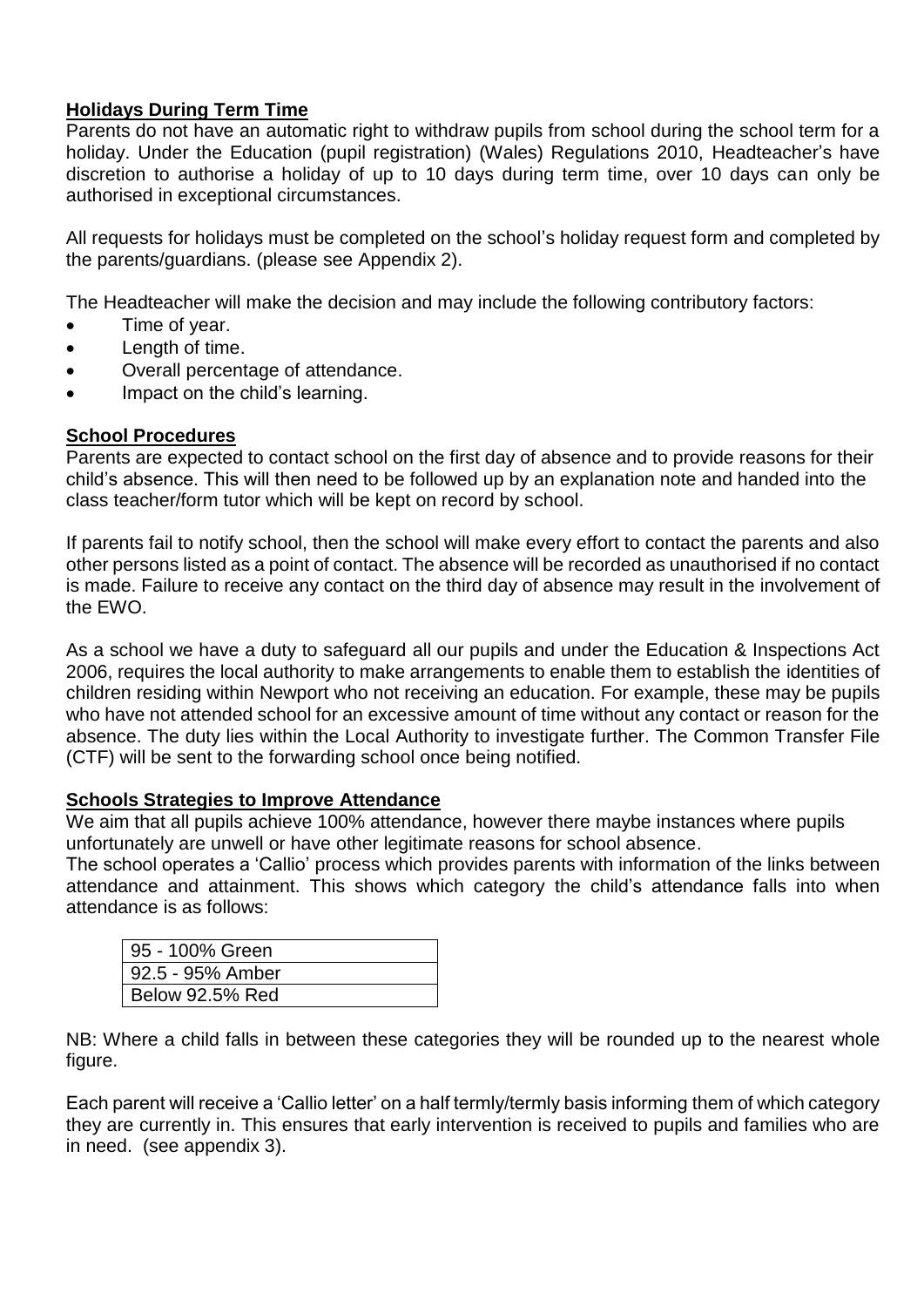**Holidays During Term Time**

Parents do not have an automatic right to withdraw pupils from school during the school term for a holiday. Under the Education (pupil registration) (Wales) Regulations 2010, Headteacher's have discretion to authorise a holiday of up to 10 days during term time, over 10 days can only be authorised in exceptional circumstances.

All requests for holidays must be completed on the school's holiday request form and completed by the parents/guardians. (please see Appendix 2).

The Headteacher will make the decision and may include the following contributory factors:

- Time of year.
- Length of time.
- Overall percentage of attendance.
- Impact on the child's learning.

**School Procedures**

Parents are expected to contact school on the first day of absence and to provide reasons for their child's absence. This will then need to be followed up by an explanation note and handed into the class teacher/form tutor which will be kept on record by school.

If parents fail to notify school, then the school will make every effort to contact the parents and also other persons listed as a point of contact. The absence will be recorded as unauthorised if no contact is made. Failure to receive any contact on the third day of absence may result in the involvement of the EWO.

As a school we have a duty to safeguard all our pupils and under the Education & Inspections Act 2006, requires the local authority to make arrangements to enable them to establish the identities of children residing within Newport who not receiving an education. For example, these may be pupils who have not attended school for an excessive amount of time without any contact or reason for the absence. The duty lies within the Local Authority to investigate further. The Common Transfer File (CTF) will be sent to the forwarding school once being notified.

**Schools Strategies to Improve Attendance**

We aim that all pupils achieve 100% attendance, however there maybe instances where pupils unfortunately are unwell or have other legitimate reasons for school absence.

The school operates a 'Callio' process which provides parents with information of the links between attendance and attainment. This shows which category the child's attendance falls into when attendance is as follows:

| 95 - 100% Green |
|---|
| 92.5 - 95% Amber |
| Below 92.5% Red |

NB: Where a child falls in between these categories they will be rounded up to the nearest whole figure.

Each parent will receive a 'Callio letter' on a half termly/termly basis informing them of which category they are currently in. This ensures that early intervention is received to pupils and families who are in need. (see appendix 3).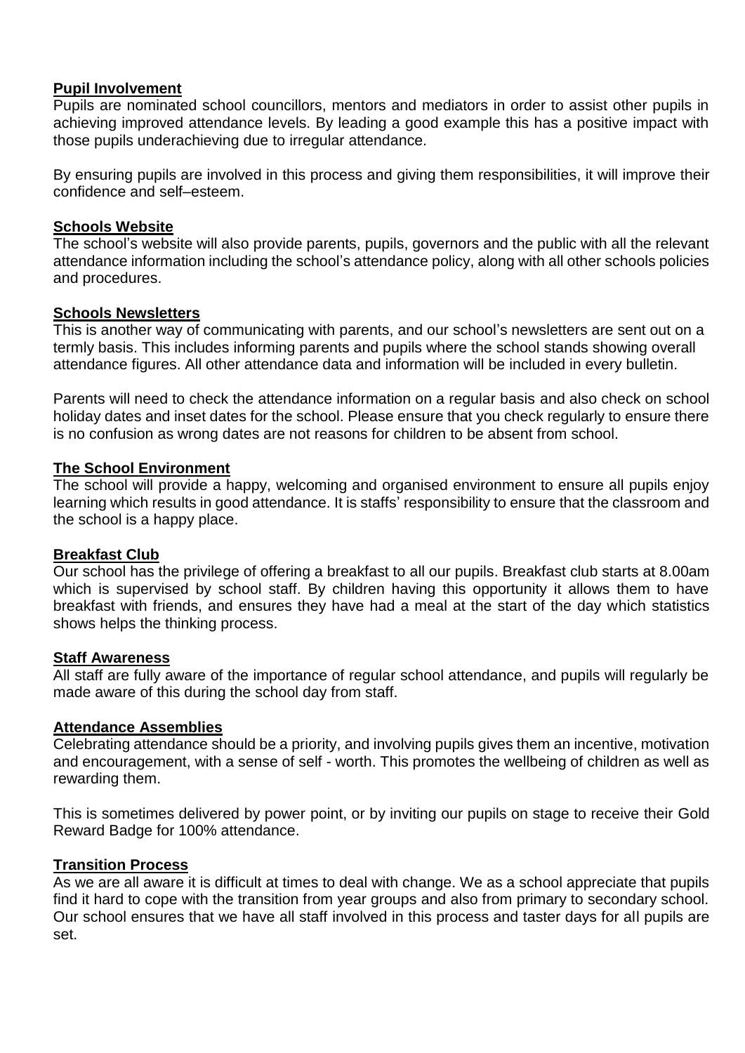**Pupil Involvement**

Pupils are nominated school councillors, mentors and mediators in order to assist other pupils in achieving improved attendance levels. By leading a good example this has a positive impact with those pupils underachieving due to irregular attendance.

By ensuring pupils are involved in this process and giving them responsibilities, it will improve their confidence and self–esteem.

**Schools Website**

The school's website will also provide parents, pupils, governors and the public with all the relevant attendance information including the school's attendance policy, along with all other schools policies and procedures.

**Schools Newsletters**

This is another way of communicating with parents, and our school's newsletters are sent out on a termly basis. This includes informing parents and pupils where the school stands showing overall attendance figures. All other attendance data and information will be included in every bulletin.

Parents will need to check the attendance information on a regular basis and also check on school holiday dates and inset dates for the school. Please ensure that you check regularly to ensure there is no confusion as wrong dates are not reasons for children to be absent from school.

**The School Environment**

The school will provide a happy, welcoming and organised environment to ensure all pupils enjoy learning which results in good attendance. It is staffs' responsibility to ensure that the classroom and the school is a happy place.

**Breakfast Club**

Our school has the privilege of offering a breakfast to all our pupils. Breakfast club starts at 8.00am which is supervised by school staff. By children having this opportunity it allows them to have breakfast with friends, and ensures they have had a meal at the start of the day which statistics shows helps the thinking process.

**Staff Awareness**

All staff are fully aware of the importance of regular school attendance, and pupils will regularly be made aware of this during the school day from staff.

**Attendance Assemblies**

Celebrating attendance should be a priority, and involving pupils gives them an incentive, motivation and encouragement, with a sense of self - worth. This promotes the wellbeing of children as well as rewarding them.

This is sometimes delivered by power point, or by inviting our pupils on stage to receive their Gold Reward Badge for 100% attendance.

**Transition Process**

As we are all aware it is difficult at times to deal with change. We as a school appreciate that pupils find it hard to cope with the transition from year groups and also from primary to secondary school. Our school ensures that we have all staff involved in this process and taster days for all pupils are set.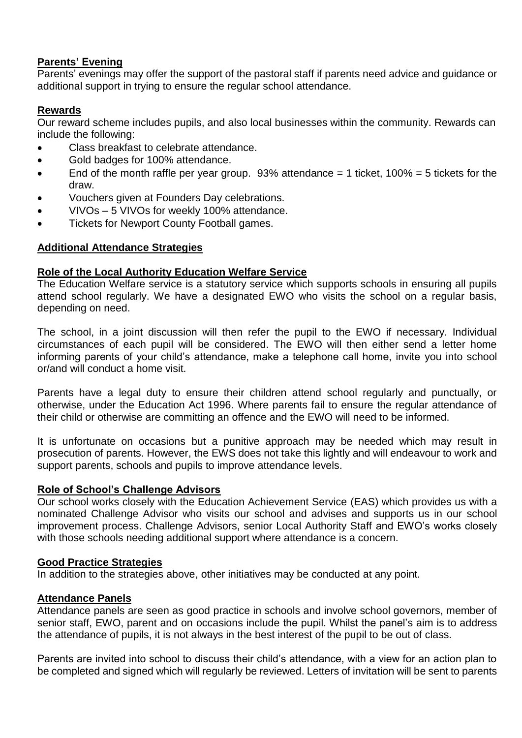**Parents' Evening**

Parents' evenings may offer the support of the pastoral staff if parents need advice and guidance or additional support in trying to ensure the regular school attendance.

**Rewards**

Our reward scheme includes pupils, and also local businesses within the community. Rewards can include the following:

- Class breakfast to celebrate attendance.
- Gold badges for 100% attendance.
- End of the month raffle per year group. 93% attendance = 1 ticket, 100% = 5 tickets for the draw.
- Vouchers given at Founders Day celebrations.
- VIVOs – 5 VIVOs for weekly 100% attendance.
- Tickets for Newport County Football games.

**Additional Attendance Strategies**

**Role of the Local Authority Education Welfare Service**

The Education Welfare service is a statutory service which supports schools in ensuring all pupils attend school regularly. We have a designated EWO who visits the school on a regular basis, depending on need.

The school, in a joint discussion will then refer the pupil to the EWO if necessary. Individual circumstances of each pupil will be considered. The EWO will then either send a letter home informing parents of your child's attendance, make a telephone call home, invite you into school or/and will conduct a home visit.

Parents have a legal duty to ensure their children attend school regularly and punctually, or otherwise, under the Education Act 1996. Where parents fail to ensure the regular attendance of their child or otherwise are committing an offence and the EWO will need to be informed.

It is unfortunate on occasions but a punitive approach may be needed which may result in prosecution of parents. However, the EWS does not take this lightly and will endeavour to work and support parents, schools and pupils to improve attendance levels.

**Role of School's Challenge Advisors**

Our school works closely with the Education Achievement Service (EAS) which provides us with a nominated Challenge Advisor who visits our school and advises and supports us in our school improvement process. Challenge Advisors, senior Local Authority Staff and EWO's works closely with those schools needing additional support where attendance is a concern.

**Good Practice Strategies**

In addition to the strategies above, other initiatives may be conducted at any point.

**Attendance Panels**

Attendance panels are seen as good practice in schools and involve school governors, member of senior staff, EWO, parent and on occasions include the pupil. Whilst the panel's aim is to address the attendance of pupils, it is not always in the best interest of the pupil to be out of class.

Parents are invited into school to discuss their child's attendance, with a view for an action plan to be completed and signed which will regularly be reviewed. Letters of invitation will be sent to parents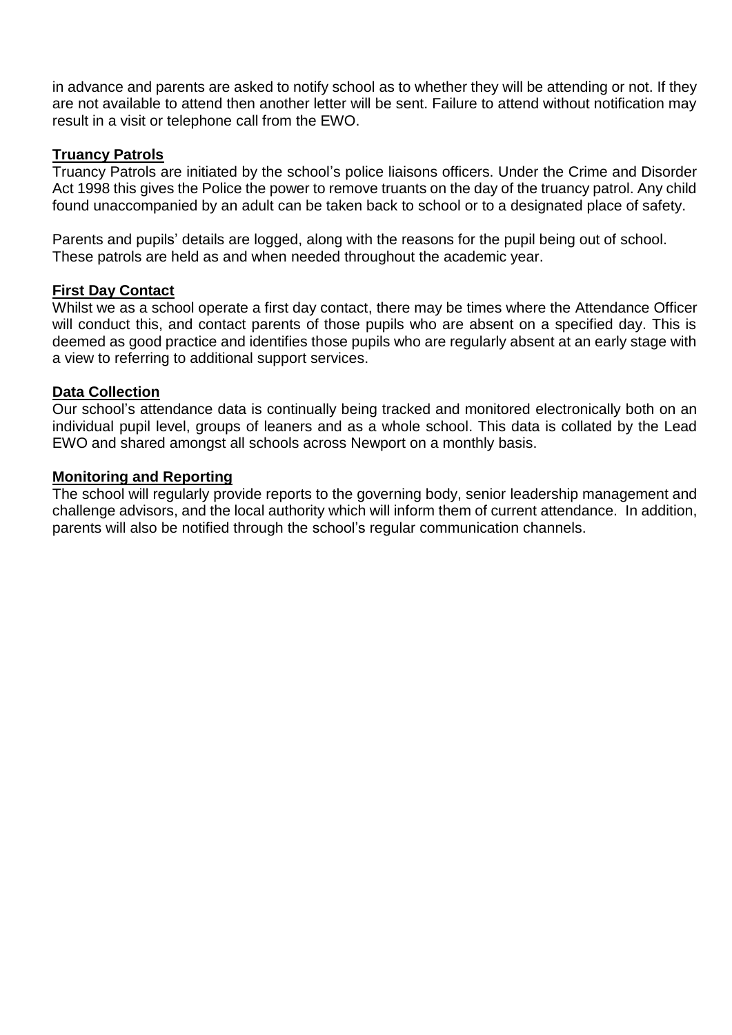in advance and parents are asked to notify school as to whether they will be attending or not. If they are not available to attend then another letter will be sent. Failure to attend without notification may result in a visit or telephone call from the EWO.

**Truancy Patrols**

Truancy Patrols are initiated by the school's police liaisons officers. Under the Crime and Disorder Act 1998 this gives the Police the power to remove truants on the day of the truancy patrol. Any child found unaccompanied by an adult can be taken back to school or to a designated place of safety.

Parents and pupils' details are logged, along with the reasons for the pupil being out of school. These patrols are held as and when needed throughout the academic year.

**First Day Contact**

Whilst we as a school operate a first day contact, there may be times where the Attendance Officer will conduct this, and contact parents of those pupils who are absent on a specified day. This is deemed as good practice and identifies those pupils who are regularly absent at an early stage with a view to referring to additional support services.

**Data Collection**

Our school's attendance data is continually being tracked and monitored electronically both on an individual pupil level, groups of leaners and as a whole school. This data is collated by the Lead EWO and shared amongst all schools across Newport on a monthly basis.

**Monitoring and Reporting**

The school will regularly provide reports to the governing body, senior leadership management and challenge advisors, and the local authority which will inform them of current attendance. In addition, parents will also be notified through the school's regular communication channels.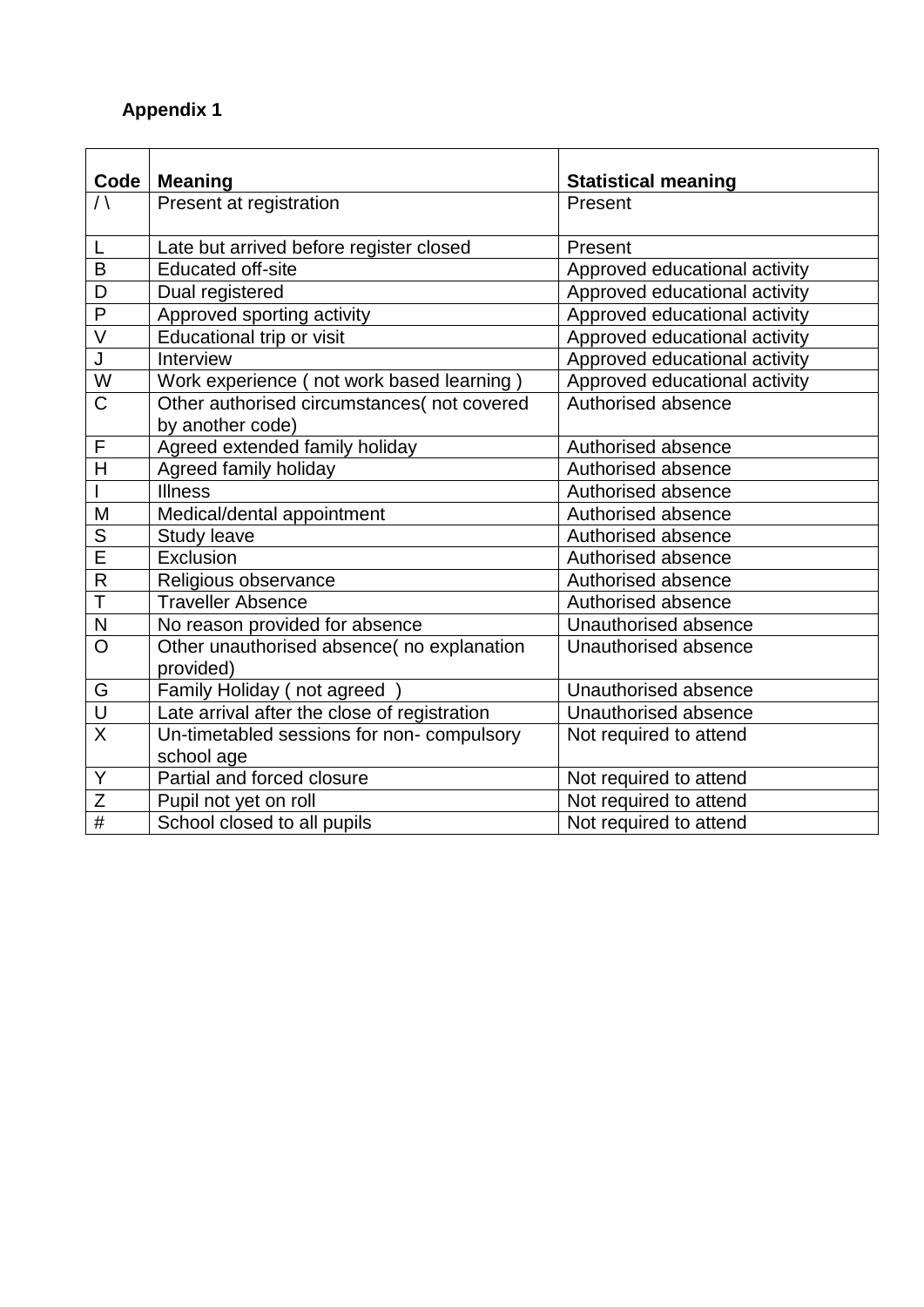**Appendix 1**

| Code | Meaning | Statistical meaning |
|---|---|---|
| / \ | Present at registration | Present |
| L | Late but arrived before register closed | Present |
| B | Educated off-site | Approved educational activity |
| D | Dual registered | Approved educational activity |
| P | Approved sporting activity | Approved educational activity |
| V | Educational trip or visit | Approved educational activity |
| J | Interview | Approved educational activity |
| W | Work experience ( not work based learning ) | Approved educational activity |
| C | Other authorised circumstances( not covered by another code) | Authorised absence |
| F | Agreed extended family holiday | Authorised absence |
| H | Agreed family holiday | Authorised absence |
| I | Illness | Authorised absence |
| M | Medical/dental appointment | Authorised absence |
| S | Study leave | Authorised absence |
| E | Exclusion | Authorised absence |
| R | Religious observance | Authorised absence |
| T | Traveller Absence | Authorised absence |
| N | No reason provided for absence | Unauthorised absence |
| O | Other unauthorised absence( no explanation provided) | Unauthorised absence |
| G | Family Holiday ( not agreed ) | Unauthorised absence |
| U | Late arrival after the close of registration | Unauthorised absence |
| X | Un-timetabled sessions for non- compulsory school age | Not required to attend |
| Y | Partial and forced closure | Not required to attend |
| Z | Pupil not yet on roll | Not required to attend |
| # | School closed to all pupils | Not required to attend |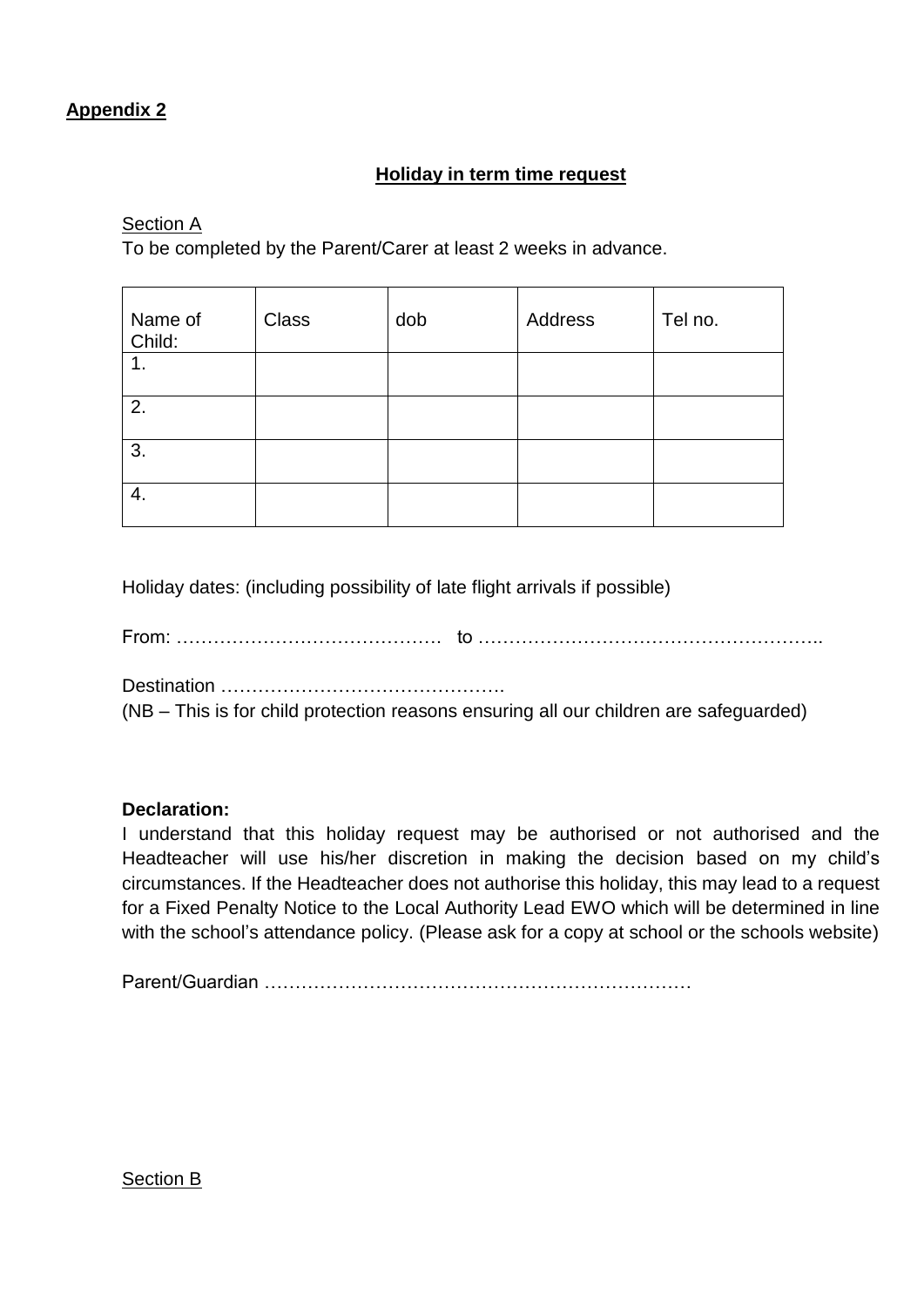**Appendix 2**

**Holiday in term time request**

Section A

To be completed by the Parent/Carer at least 2 weeks in advance.

| Name of Child: | Class | dob | Address | Tel no. |
| --- | --- | --- | --- | --- |
| 1. | | | | |
| 2. | | | | |
| 3. | | | | |
| 4. | | | | |

Holiday dates: (including possibility of late flight arrivals if possible)

From: …………………………………… to ………………………………………………..

Destination ……………………………………….

(NB – This is for child protection reasons ensuring all our children are safeguarded)

**Declaration:**

I understand that this holiday request may be authorised or not authorised and the Headteacher will use his/her discretion in making the decision based on my child's circumstances. If the Headteacher does not authorise this holiday, this may lead to a request for a Fixed Penalty Notice to the Local Authority Lead EWO which will be determined in line with the school's attendance policy. (Please ask for a copy at school or the schools website)

Parent/Guardian ……………………………………………………………

Section B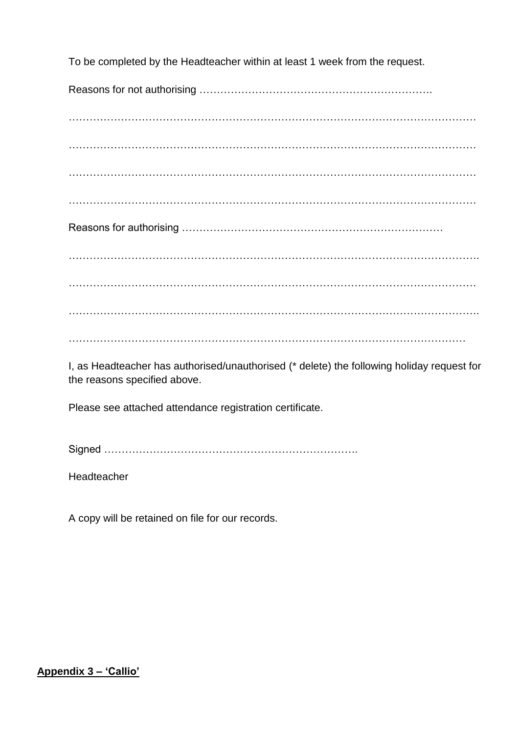To be completed by the Headteacher within at least 1 week from the request.

Reasons for not authorising ………………………………………………………….

…………………………………………………………………………………………………

…………………………………………………………………………………………………

…………………………………………………………………………………………………

…………………………………………………………………………………………………

Reasons for authorising …………………………………………………………………

………………………………………………………………………………………………….

…………………………………………………………………………………………………

………………………………………………………………………………………………….

………………………………………………………………………………………………

I, as Headteacher has authorised/unauthorised (* delete) the following holiday request for the reasons specified above.

Please see attached attendance registration certificate.

Signed ……………………………………………………………….

Headteacher

A copy will be retained on file for our records.

**<u>Appendix 3 – 'Callio'</u>**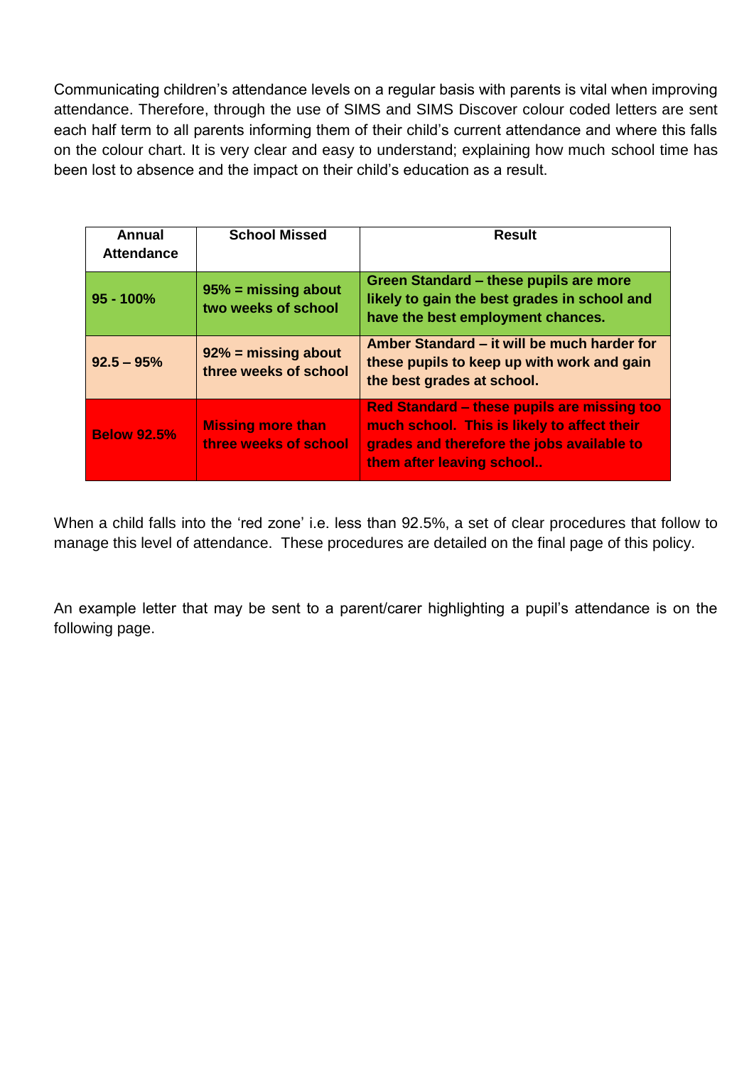Communicating children's attendance levels on a regular basis with parents is vital when improving attendance. Therefore, through the use of SIMS and SIMS Discover colour coded letters are sent each half term to all parents informing them of their child's current attendance and where this falls on the colour chart. It is very clear and easy to understand; explaining how much school time has been lost to absence and the impact on their child's education as a result.

| Annual Attendance | School Missed | Result |
|---|---|---|
| **95 - 100%** | **95% = missing about two weeks of school** | **Green Standard – these pupils are more likely to gain the best grades in school and have the best employment chances.** |
| **92.5 – 95%** | **92% = missing about three weeks of school** | **Amber Standard – it will be much harder for these pupils to keep up with work and gain the best grades at school.** |
| **Below 92.5%** | **Missing more than three weeks of school** | **Red Standard – these pupils are missing too much school. This is likely to affect their grades and therefore the jobs available to them after leaving school..** |

When a child falls into the 'red zone' i.e. less than 92.5%, a set of clear procedures that follow to manage this level of attendance. These procedures are detailed on the final page of this policy.

An example letter that may be sent to a parent/carer highlighting a pupil's attendance is on the following page.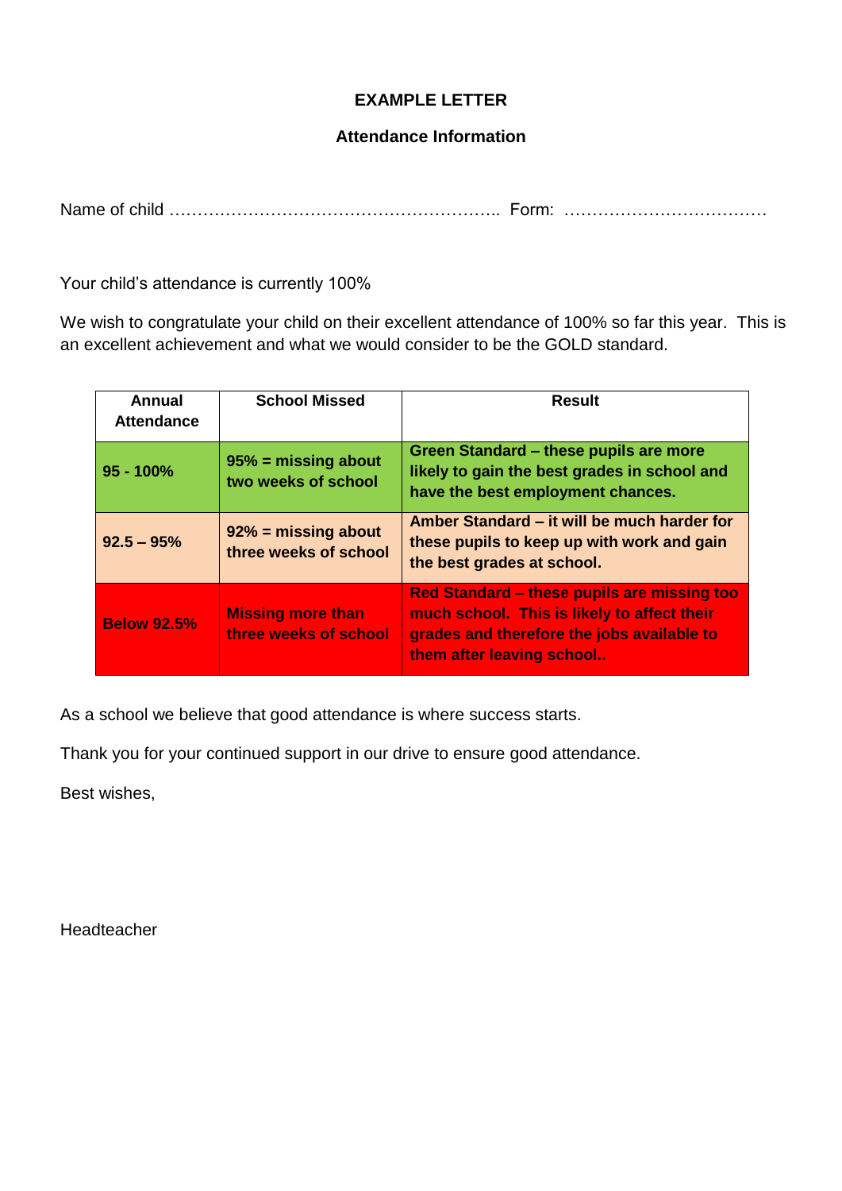**EXAMPLE LETTER**

**Attendance Information**

Name of child ………………………………………………….. Form: ………………………………

Your child's attendance is currently 100%

We wish to congratulate your child on their excellent attendance of 100% so far this year. This is an excellent achievement and what we would consider to be the GOLD standard.

| Annual Attendance | School Missed | Result |
|---|---|---|
| **95 - 100%** | **95% = missing about two weeks of school** | **Green Standard – these pupils are more likely to gain the best grades in school and have the best employment chances.** |
| **92.5 – 95%** | **92% = missing about three weeks of school** | **Amber Standard – it will be much harder for these pupils to keep up with work and gain the best grades at school.** |
| **Below 92.5%** | **Missing more than three weeks of school** | **Red Standard – these pupils are missing too much school. This is likely to affect their grades and therefore the jobs available to them after leaving school..** |

As a school we believe that good attendance is where success starts.

Thank you for your continued support in our drive to ensure good attendance.

Best wishes,

Headteacher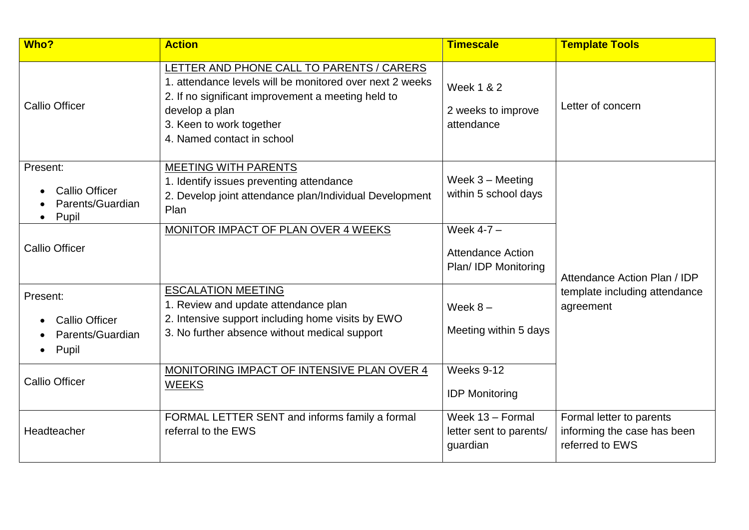| Who? | Action | Timescale | Template Tools |
|---|---|---|---|
| Callio Officer | LETTER AND PHONE CALL TO PARENTS / CARERS<br>1. attendance levels will be monitored over next 2 weeks<br>2. If no significant improvement a meeting held to develop a plan<br>3. Keen to work together<br>4. Named contact in school | Week 1 & 2<br>2 weeks to improve attendance | Letter of concern |
| Present:<br>• Callio Officer<br>• Parents/Guardian<br>• Pupil | MEETING WITH PARENTS<br>1. Identify issues preventing attendance<br>2. Develop joint attendance plan/Individual Development Plan | Week 3 – Meeting within 5 school days | Attendance Action Plan / IDP template including attendance agreement |
| Callio Officer | MONITOR IMPACT OF PLAN OVER 4 WEEKS | Week 4-7 –<br>Attendance Action Plan/ IDP Monitoring | |
| Present:<br>• Callio Officer<br>• Parents/Guardian<br>• Pupil | ESCALATION MEETING<br>1. Review and update attendance plan<br>2. Intensive support including home visits by EWO<br>3. No further absence without medical support | Week 8 –<br>Meeting within 5 days | |
| Callio Officer | MONITORING IMPACT OF INTENSIVE PLAN OVER 4 WEEKS | Weeks 9-12<br>IDP Monitoring | |
| Headteacher | FORMAL LETTER SENT and informs family a formal referral to the EWS | Week 13 – Formal letter sent to parents/ guardian | Formal letter to parents informing the case has been referred to EWS |